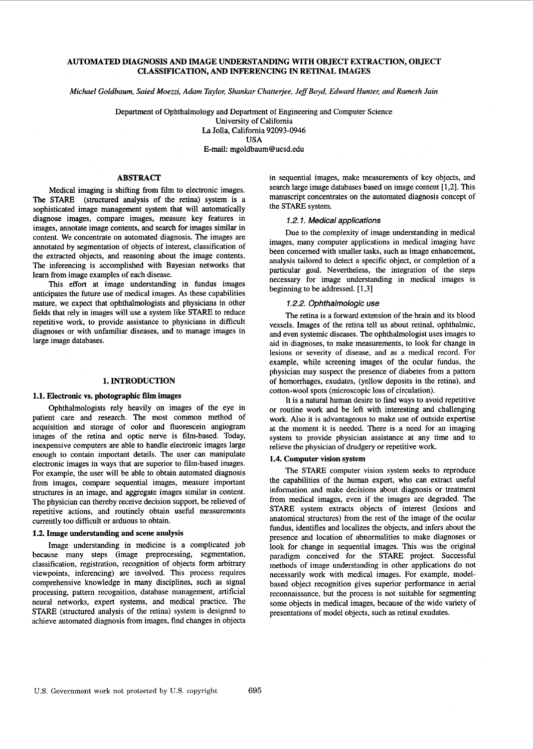# AUTOMATED DIAGNOSIS AND IMAGE UNDERSTANDING WITH OBJECT EXTRACTION, OBJECT CLASSIFICATION, AND INFERENCING IN RETINAL IMAGES

*Michael Goldbaum, Saied Moezzi, Adam Taylor, Shankar Chatterjee, Jeff Boyd, Edward Hunter, and Ramesh Jain*

Department of Ophthalmology and Department of Engineering and Computer Science
University of California
La Jolla, California 92093-0946
USA
E-mail: mgoldbaum@ucsd.edu

## ABSTRACT

Medical imaging is shifting from film to electronic images. The STARE (structured analysis of the retina) system is a sophisticated image management system that will automatically diagnose images, compare images, measure key features in images, annotate image contents, and search for images similar in content. We concentrate on automated diagnosis. The images are annotated by segmentation of objects of interest, classification of the extracted objects, and reasoning about the image contents. The inferencing is accomplished with Bayesian networks that learn from image examples of each disease.

This effort at image understanding in fundus images anticipates the future use of medical images. As these capabilities mature, we expect that ophthalmologists and physicians in other fields that rely in images will use a system like STARE to reduce repetitive work, to provide assistance to physicians in difficult diagnoses or with unfamiliar diseases, and to manage images in large image databases.

## 1. INTRODUCTION

### 1.1. Electronic vs. photographic film images

Ophthalmologists rely heavily on images of the eye in patient care and research. The most common method of acquisition and storage of color and fluorescein angiogram images of the retina and optic nerve is film-based. Today, inexpensive computers are able to handle electronic images large enough to contain important details. The user can manipulate electronic images in ways that are superior to film-based images. For example, the user will be able to obtain automated diagnosis from images, compare sequential images, measure important structures in an image, and aggregate images similar in content. The physician can thereby receive decision support, be relieved of repetitive actions, and routinely obtain useful measurements currently too difficult or arduous to obtain.

### 1.2. Image understanding and scene analysis

Image understanding in medicine is a complicated job because many steps (image preprocessing, segmentation, classification, registration, recognition of objects form arbitrary viewpoints, inferencing) are involved. This process requires comprehensive knowledge in many disciplines, such as signal processing, pattern recognition, database management, artificial neural networks, expert systems, and medical practice. The STARE (structured analysis of the retina) system is designed to achieve automated diagnosis from images, find changes in objects in sequential images, make measurements of key objects, and search large image databases based on image content [1,2]. This manuscript concentrates on the automated diagnosis concept of the STARE system.

#### *1.2.1. Medical applications*

Due to the complexity of image understanding in medical images, many computer applications in medical imaging have been concerned with smaller tasks, such as image enhancement, analysis tailored to detect a specific object, or completion of a particular goal. Nevertheless, the integration of the steps necessary for image understanding in medical images is beginning to be addressed. [1,3]

#### *1.2.2. Ophthalmologic use*

The retina is a forward extension of the brain and its blood vessels. Images of the retina tell us about retinal, ophthalmic, and even systemic diseases. The ophthalmologist uses images to aid in diagnoses, to make measurements, to look for change in lesions or severity of disease, and as a medical record. For example, while screening images of the ocular fundus, the physician may suspect the presence of diabetes from a pattern of hemorrhages, exudates, (yellow deposits in the retina), and cotton-wool spots (microscopic loss of circulation).

It is a natural human desire to find ways to avoid repetitive or routine work and be left with interesting and challenging work. Also it is advantageous to make use of outside expertise at the moment it is needed. There is a need for an imaging system to provide physician assistance at any time and to relieve the physician of drudgery or repetitive work.

### 1.4. Computer vision system

The STARE computer vision system seeks to reproduce the capabilities of the human expert, who can extract useful information and make decisions about diagnosis or treatment from medical images, even if the images are degraded. The STARE system extracts objects of interest (lesions and anatomical structures) from the rest of the image of the ocular fundus, identifies and localizes the objects, and infers about the presence and location of abnormalities to make diagnoses or look for change in sequential images. This was the original paradigm conceived for the STARE project. Successful methods of image understanding in other applications do not necessarily work with medical images. For example, model-based object recognition gives superior performance in aerial reconnaissance, but the process is not suitable for segmenting some objects in medical images, because of the wide variety of presentations of model objects, such as retinal exudates.

U.S. Government work not protected by U.S. copyright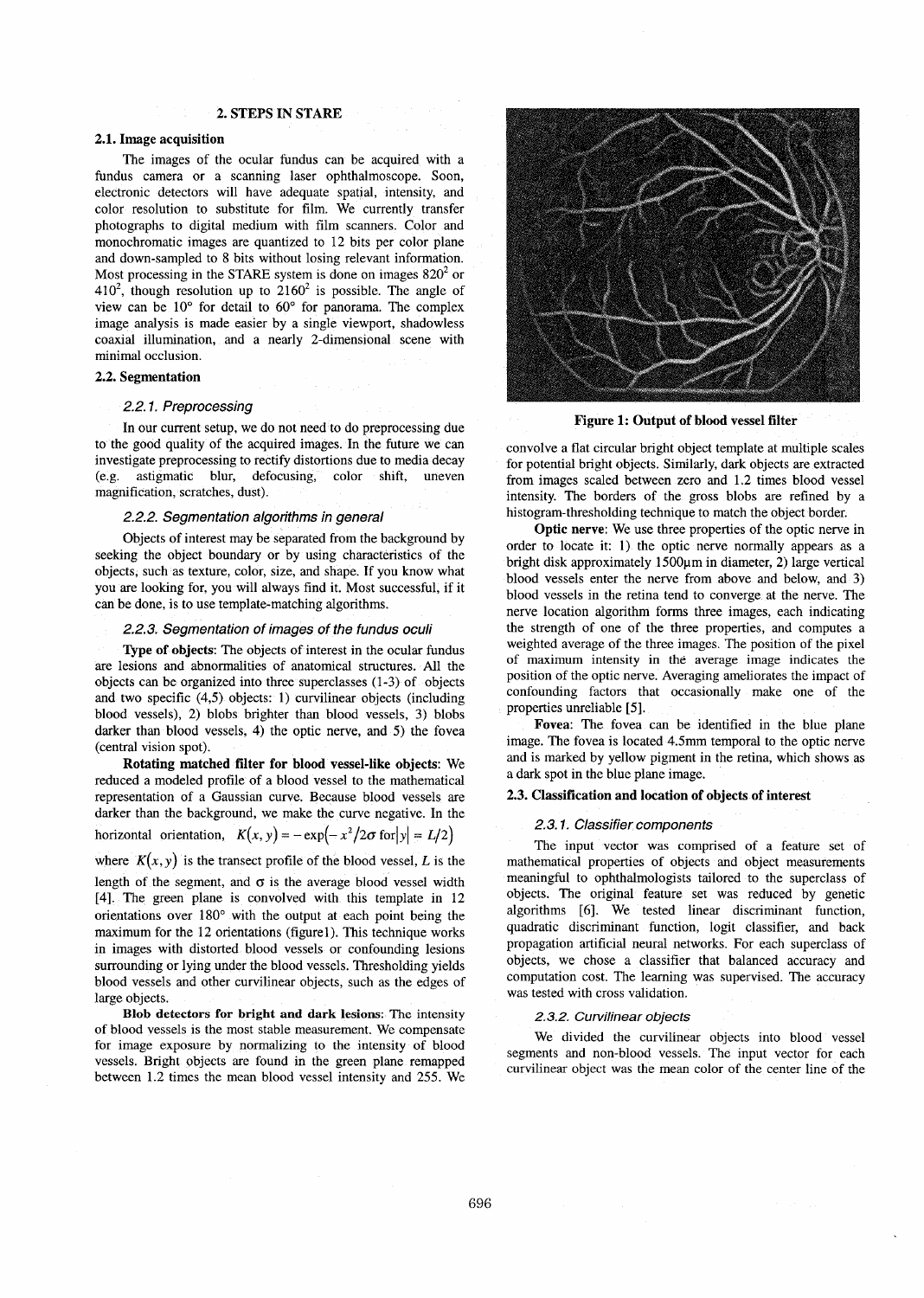## 2. STEPS IN STARE

### 2.1. Image acquisition

The images of the ocular fundus can be acquired with a fundus camera or a scanning laser ophthalmoscope. Soon, electronic detectors will have adequate spatial, intensity, and color resolution to substitute for film. We currently transfer photographs to digital medium with film scanners. Color and monochromatic images are quantized to 12 bits per color plane and down-sampled to 8 bits without losing relevant information. Most processing in the STARE system is done on images $820^2$ or $410^2$, though resolution up to $2160^2$ is possible. The angle of view can be 10° for detail to 60° for panorama. The complex image analysis is made easier by a single viewport, shadowless coaxial illumination, and a nearly 2-dimensional scene with minimal occlusion.

### 2.2. Segmentation

#### *2.2.1. Preprocessing*

In our current setup, we do not need to do preprocessing due to the good quality of the acquired images. In the future we can investigate preprocessing to rectify distortions due to media decay (e.g. astigmatic blur, defocusing, color shift, uneven magnification, scratches, dust).

#### *2.2.2. Segmentation algorithms in general*

Objects of interest may be separated from the background by seeking the object boundary or by using characteristics of the objects, such as texture, color, size, and shape. If you know what you are looking for, you will always find it. Most successful, if it can be done, is to use template-matching algorithms.

#### *2.2.3. Segmentation of images of the fundus oculi*

**Type of objects**: The objects of interest in the ocular fundus are lesions and abnormalities of anatomical structures. All the objects can be organized into three superclasses (1-3) of objects and two specific (4,5) objects: 1) curvilinear objects (including blood vessels), 2) blobs brighter than blood vessels, 3) blobs darker than blood vessels, 4) the optic nerve, and 5) the fovea (central vision spot).

**Rotating matched filter for blood vessel-like objects**: We reduced a modeled profile of a blood vessel to the mathematical representation of a Gaussian curve. Because blood vessels are darker than the background, we make the curve negative. In the horizontal orientation, $K(x, y) = -\exp(-x^2/2\sigma \text{ for} |y| = L/2)$ where $K(x, y)$ is the transect profile of the blood vessel, $L$ is the length of the segment, and $\sigma$ is the average blood vessel width [4]. The green plane is convolved with this template in 12 orientations over 180° with the output at each point being the maximum for the 12 orientations (figure1). This technique works in images with distorted blood vessels or confounding lesions surrounding or lying under the blood vessels. Thresholding yields blood vessels and other curvilinear objects, such as the edges of large objects.

**Blob detectors for bright and dark lesions**: The intensity of blood vessels is the most stable measurement. We compensate for image exposure by normalizing to the intensity of blood vessels. Bright objects are found in the green plane remapped between 1.2 times the mean blood vessel intensity and 255. We convolve a flat circular bright object template at multiple scales for potential bright objects. Similarly, dark objects are extracted from images scaled between zero and 1.2 times blood vessel intensity. The borders of the gross blobs are refined by a histogram-thresholding technique to match the object border.

**Figure 1: Output of blood vessel filter**

**Optic nerve**: We use three properties of the optic nerve in order to locate it: 1) the optic nerve normally appears as a bright disk approximately 1500µm in diameter, 2) large vertical blood vessels enter the nerve from above and below, and 3) blood vessels in the retina tend to converge at the nerve. The nerve location algorithm forms three images, each indicating the strength of one of the three properties, and computes a weighted average of the three images. The position of the pixel of maximum intensity in the average image indicates the position of the optic nerve. Averaging ameliorates the impact of confounding factors that occasionally make one of the properties unreliable [5].

**Fovea**: The fovea can be identified in the blue plane image. The fovea is located 4.5mm temporal to the optic nerve and is marked by yellow pigment in the retina, which shows as a dark spot in the blue plane image.

### 2.3. Classification and location of objects of interest

#### *2.3.1. Classifier components*

The input vector was comprised of a feature set of mathematical properties of objects and object measurements meaningful to ophthalmologists tailored to the superclass of objects. The original feature set was reduced by genetic algorithms [6]. We tested linear discriminant function, quadratic discriminant function, logit classifier, and back propagation artificial neural networks. For each superclass of objects, we chose a classifier that balanced accuracy and computation cost. The learning was supervised. The accuracy was tested with cross validation.

#### *2.3.2. Curvilinear objects*

We divided the curvilinear objects into blood vessel segments and non-blood vessels. The input vector for each curvilinear object was the mean color of the center line of the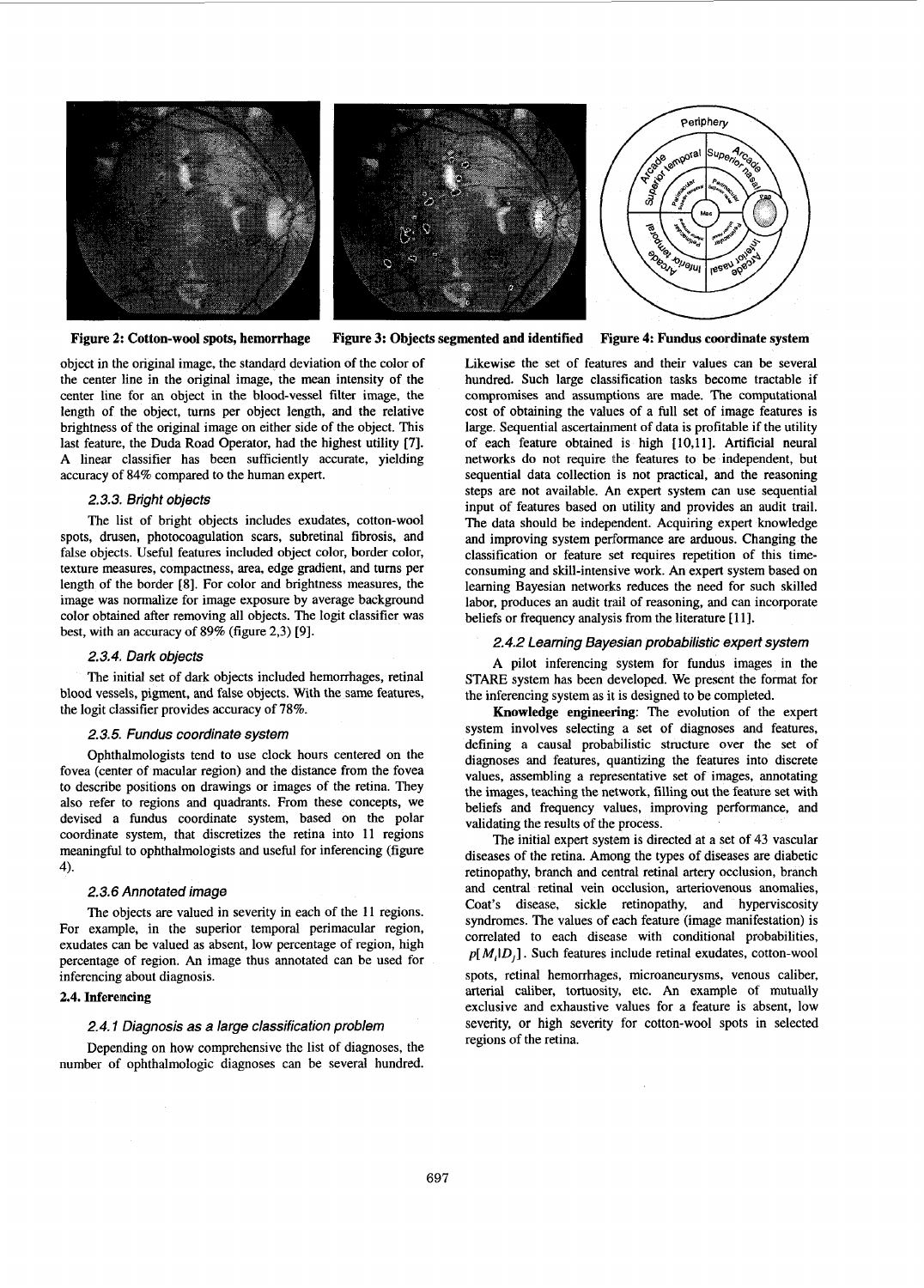Figure 2: Cotton-wool spots, hemorrhage

Figure 3: Objects segmented and identified

Figure 4: Fundus coordinate system

object in the original image, the standard deviation of the color of the center line in the original image, the mean intensity of the center line for an object in the blood-vessel filter image, the length of the object, turns per object length, and the relative brightness of the original image on either side of the object. This last feature, the Duda Road Operator, had the highest utility [7]. A linear classifier has been sufficiently accurate, yielding accuracy of 84% compared to the human expert.

#### *2.3.3. Bright objects*

The list of bright objects includes exudates, cotton-wool spots, drusen, photocoagulation scars, subretinal fibrosis, and false objects. Useful features included object color, border color, texture measures, compactness, area, edge gradient, and turns per length of the border [8]. For color and brightness measures, the image was normalize for image exposure by average background color obtained after removing all objects. The logit classifier was best, with an accuracy of 89% (figure 2,3) [9].

#### *2.3.4. Dark objects*

The initial set of dark objects included hemorrhages, retinal blood vessels, pigment, and false objects. With the same features, the logit classifier provides accuracy of 78%.

#### *2.3.5. Fundus coordinate system*

Ophthalmologists tend to use clock hours centered on the fovea (center of macular region) and the distance from the fovea to describe positions on drawings or images of the retina. They also refer to regions and quadrants. From these concepts, we devised a fundus coordinate system, based on the polar coordinate system, that discretizes the retina into 11 regions meaningful to ophthalmologists and useful for inferencing (figure 4).

#### *2.3.6 Annotated image*

The objects are valued in severity in each of the 11 regions. For example, in the superior temporal perimacular region, exudates can be valued as absent, low percentage of region, high percentage of region. An image thus annotated can be used for inferencing about diagnosis.

### 2.4. Inferencing

#### *2.4.1 Diagnosis as a large classification problem*

Depending on how comprehensive the list of diagnoses, the number of ophthalmologic diagnoses can be several hundred. Likewise the set of features and their values can be several hundred. Such large classification tasks become tractable if compromises and assumptions are made. The computational cost of obtaining the values of a full set of image features is large. Sequential ascertainment of data is profitable if the utility of each feature obtained is high [10,11]. Artificial neural networks do not require the features to be independent, but sequential data collection is not practical, and the reasoning steps are not available. An expert system can use sequential input of features based on utility and provides an audit trail. The data should be independent. Acquiring expert knowledge and improving system performance are arduous. Changing the classification or feature set requires repetition of this time-consuming and skill-intensive work. An expert system based on learning Bayesian networks reduces the need for such skilled labor, produces an audit trail of reasoning, and can incorporate beliefs or frequency analysis from the literature [11].

#### *2.4.2 Learning Bayesian probabilistic expert system*

A pilot inferencing system for fundus images in the STARE system has been developed. We present the format for the inferencing system as it is designed to be completed.

**Knowledge engineering**: The evolution of the expert system involves selecting a set of diagnoses and features, defining a causal probabilistic structure over the set of diagnoses and features, quantizing the features into discrete values, assembling a representative set of images, annotating the images, teaching the network, filling out the feature set with beliefs and frequency values, improving performance, and validating the results of the process.

The initial expert system is directed at a set of 43 vascular diseases of the retina. Among the types of diseases are diabetic retinopathy, branch and central retinal artery occlusion, branch and central retinal vein occlusion, arteriovenous anomalies, Coat's disease, sickle retinopathy, and hyperviscosity syndromes. The values of each feature (image manifestation) is correlated to each disease with conditional probabilities, $p[M_i|D_j]$. Such features include retinal exudates, cotton-wool spots, retinal hemorrhages, microaneurysms, venous caliber, arterial caliber, tortuosity, etc. An example of mutually exclusive and exhaustive values for a feature is absent, low severity, or high severity for cotton-wool spots in selected regions of the retina.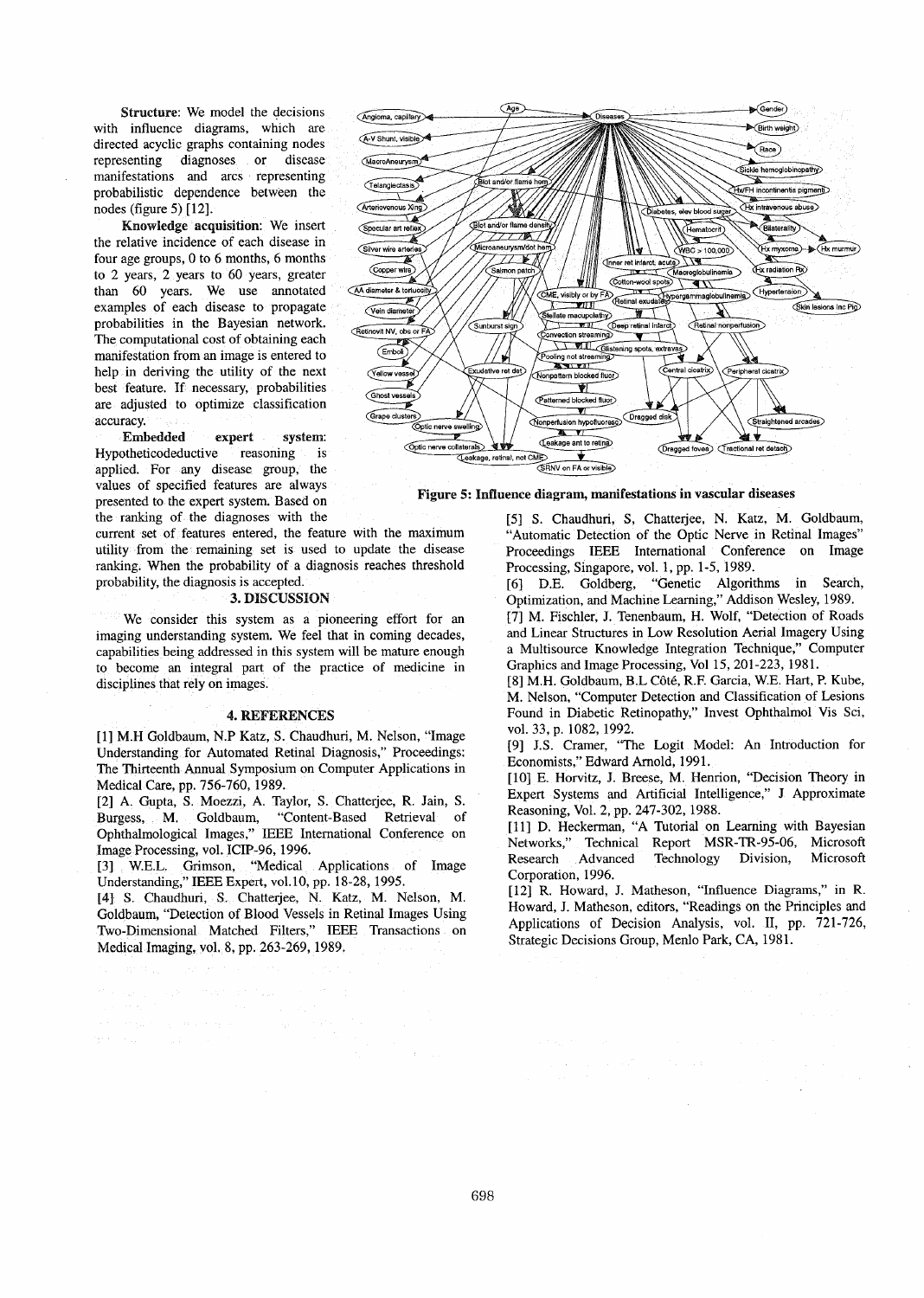**Structure**: We model the decisions with influence diagrams, which are directed acyclic graphs containing nodes representing diagnoses or disease manifestations and arcs representing probabilistic dependence between the nodes (figure 5) [12].

**Knowledge acquisition**: We insert the relative incidence of each disease in four age groups, 0 to 6 months, 6 months to 2 years, 2 years to 60 years, greater than 60 years. We use annotated examples of each disease to propagate probabilities in the Bayesian network. The computational cost of obtaining each manifestation from an image is entered to help in deriving the utility of the next best feature. If necessary, probabilities are adjusted to optimize classification accuracy.

**Embedded expert system**: Hypotheticodeductive reasoning is applied. For any disease group, the values of specified features are always presented to the expert system. Based on the ranking of the diagnoses with the current set of features entered, the feature with the maximum utility from the remaining set is used to update the disease ranking. When the probability of a diagnosis reaches threshold probability, the diagnosis is accepted.

Age
Diseases
Gender
Birth weight
Race
Sickle hemoglobinopathy
Hx/FH incontinentia pigmenti
Hx intravenous abuse
Diabetes, elev blood sugar
Hematocrit
Bilaterality
WBC > 100,000
Hx myxoma
Hx murmur
Hx radiation Rx
Macroglobulinemia
Hypertension
Hypergammaglobulinemia
Skin lesions inc Pig
Angioma, capillary
A-V Shunt, visible
MacroAneurysm
Telangiectasis
Arteriovenous Xing
Specular art reflex
Silver wire arteries
Copper wire
AA diameter & tortuosity
Vein diameter
Retinovit NV, obs or FA
Emboli
Yellow vessel
Ghost vessels
Grape clusters
Blot and/or flame hem
Blot and/or flame density
Microaneurysm/dot hem
Salmon patch
Inner ret infarct, acute
Cotton-wool spots
CME, visibly or by FA
Retinal exudate
Stellate macupolathy
Sunburst sign
Deep retinal infarct
Retinal nonperfusion
Convection streaming
Glistening spots, extravas
Pooling not streaming
Exudative ret det
Nonpattern blocked fluor
Central cicatrix
Peripheral cicatrix
Patterned blocked fluor
Dragged disk
Nonperfusion hypofluoresc
Straightened arcades
Optic nerve swelling
Leakage art to retina
Optic nerve collaterals
Dragged fovea
Tractional ret detach
Leakage, retinal, not CME
SRNV on FA or visible

**Figure 5: Influence diagram, manifestations in vascular diseases**

## 3. DISCUSSION

We consider this system as a pioneering effort for an imaging understanding system. We feel that in coming decades, capabilities being addressed in this system will be mature enough to become an integral part of the practice of medicine in disciplines that rely on images.

## 4. REFERENCES

[1] M.H Goldbaum, N.P Katz, S. Chaudhuri, M. Nelson, "Image Understanding for Automated Retinal Diagnosis," Proceedings: The Thirteenth Annual Symposium on Computer Applications in Medical Care, pp. 756-760, 1989.

[2] A. Gupta, S. Moezzi, A. Taylor, S. Chatterjee, R. Jain, S. Burgess, M. Goldbaum, "Content-Based Retrieval of Ophthalmological Images," IEEE International Conference on Image Processing, vol. ICIP-96, 1996.

[3] W.E.L. Grimson, "Medical Applications of Image Understanding," IEEE Expert, vol.10, pp. 18-28, 1995.

[4] S. Chaudhuri, S. Chatterjee, N. Katz, M. Nelson, M. Goldbaum, "Detection of Blood Vessels in Retinal Images Using Two-Dimensional Matched Filters," IEEE Transactions on Medical Imaging, vol. 8, pp. 263-269, 1989.

[5] S. Chaudhuri, S, Chatterjee, N. Katz, M. Goldbaum, "Automatic Detection of the Optic Nerve in Retinal Images" Proceedings IEEE International Conference on Image Processing, Singapore, vol. 1, pp. 1-5, 1989.

[6] D.E. Goldberg, "Genetic Algorithms in Search, Optimization, and Machine Learning," Addison Wesley, 1989.

[7] M. Fischler, J. Tenenbaum, H. Wolf, "Detection of Roads and Linear Structures in Low Resolution Aerial Imagery Using a Multisource Knowledge Integration Technique," Computer Graphics and Image Processing, Vol 15, 201-223, 1981.

[8] M.H. Goldbaum, B.L Côté, R.F. Garcia, W.E. Hart, P. Kube, M. Nelson, "Computer Detection and Classification of Lesions Found in Diabetic Retinopathy," Invest Ophthalmol Vis Sci, vol. 33, p. 1082, 1992.

[9] J.S. Cramer, "The Logit Model: An Introduction for Economists," Edward Arnold, 1991.

[10] E. Horvitz, J. Breese, M. Henrion, "Decision Theory in Expert Systems and Artificial Intelligence," J Approximate Reasoning, Vol. 2, pp. 247-302, 1988.

[11] D. Heckerman, "A Tutorial on Learning with Bayesian Networks," Technical Report MSR-TR-95-06, Microsoft Research Advanced Technology Division, Microsoft Corporation, 1996.

[12] R. Howard, J. Matheson, "Influence Diagrams," in R. Howard, J. Matheson, editors, "Readings on the Principles and Applications of Decision Analysis, vol. II, pp. 721-726, Strategic Decisions Group, Menlo Park, CA, 1981.